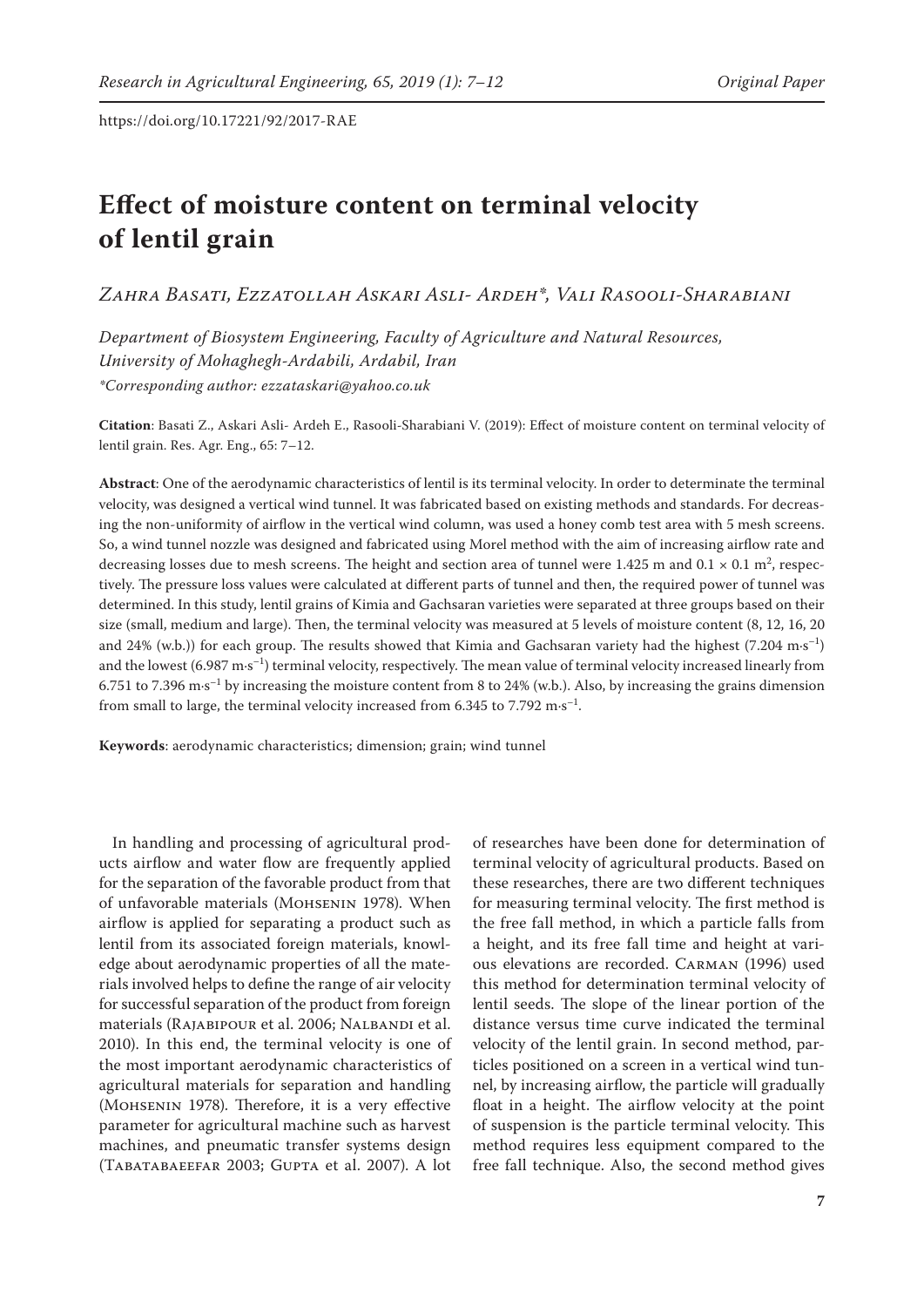https://doi.org/10.17221/92/2017-RAE

# Effect of moisture content on terminal velocity of lentil grain

*Zahra Basati, Ezzatollah Askari Asli- Ardeh\*, Vali Rasooli-Sharabiani*

*Department of Biosystem Engineering, Faculty of Agriculture and Natural Resources, University of Mohaghegh-Ardabili, Ardabil, Iran*

*\*Corresponding author: ezzataskari@yahoo.co.uk*

**Citation**: Basati Z., Askari Asli- Ardeh E., Rasooli-Sharabiani V. (2019): Effect of moisture content on terminal velocity of lentil grain. Res. Agr. Eng., 65: 7–12.

**Abstract**: One of the aerodynamic characteristics of lentil is its terminal velocity. In order to determinate the terminal velocity, was designed a vertical wind tunnel. It was fabricated based on existing methods and standards. For decreasing the non-uniformity of airflow in the vertical wind column, was used a honey comb test area with 5 mesh screens. So, a wind tunnel nozzle was designed and fabricated using Morel method with the aim of increasing airflow rate and decreasing losses due to mesh screens. The height and section area of tunnel were 1.425 m and $0.1 \times 0.1$ m$^2$, respectively. The pressure loss values were calculated at different parts of tunnel and then, the required power of tunnel was determined. In this study, lentil grains of Kimia and Gachsaran varieties were separated at three groups based on their size (small, medium and large). Then, the terminal velocity was measured at 5 levels of moisture content (8, 12, 16, 20 and 24% (w.b.)) for each group. The results showed that Kimia and Gachsaran variety had the highest (7.204 m·s$^{-1}$) and the lowest (6.987 m·s$^{-1}$) terminal velocity, respectively. The mean value of terminal velocity increased linearly from 6.751 to 7.396 m·s$^{-1}$ by increasing the moisture content from 8 to 24% (w.b.). Also, by increasing the grains dimension from small to large, the terminal velocity increased from 6.345 to 7.792 m·s$^{-1}$.

**Keywords**: aerodynamic characteristics; dimension; grain; wind tunnel

In handling and processing of agricultural products airflow and water flow are frequently applied for the separation of the favorable product from that of unfavorable materials (Mohsenin 1978). When airflow is applied for separating a product such as lentil from its associated foreign materials, knowledge about aerodynamic properties of all the materials involved helps to define the range of air velocity for successful separation of the product from foreign materials (Rajabipour et al. 2006; Nalbandi et al. 2010). In this end, the terminal velocity is one of the most important aerodynamic characteristics of agricultural materials for separation and handling (Mohsenin 1978). Therefore, it is a very effective parameter for agricultural machine such as harvest machines, and pneumatic transfer systems design (Tabatabaeefar 2003; Gupta et al. 2007). A lot of researches have been done for determination of terminal velocity of agricultural products. Based on these researches, there are two different techniques for measuring terminal velocity. The first method is the free fall method, in which a particle falls from a height, and its free fall time and height at various elevations are recorded. Carman (1996) used this method for determination terminal velocity of lentil seeds. The slope of the linear portion of the distance versus time curve indicated the terminal velocity of the lentil grain. In second method, particles positioned on a screen in a vertical wind tunnel, by increasing airflow, the particle will gradually float in a height. The airflow velocity at the point of suspension is the particle terminal velocity. This method requires less equipment compared to the free fall technique. Also, the second method gives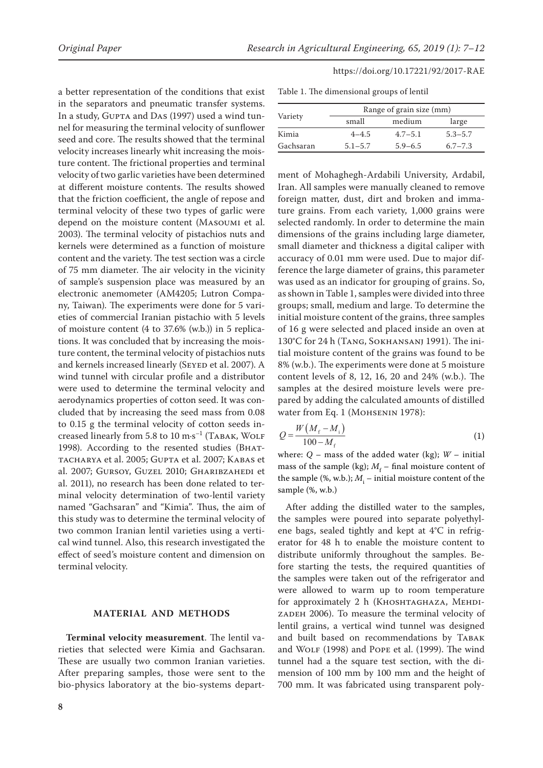a better representation of the conditions that exist in the separators and pneumatic transfer systems. In a study, Gupta and Das (1997) used a wind tunnel for measuring the terminal velocity of sunflower seed and core. The results showed that the terminal velocity increases linearly whit increasing the moisture content. The frictional properties and terminal velocity of two garlic varieties have been determined at different moisture contents. The results showed that the friction coefficient, the angle of repose and terminal velocity of these two types of garlic were depend on the moisture content (Masoumi et al. 2003). The terminal velocity of pistachios nuts and kernels were determined as a function of moisture content and the variety. The test section was a circle of 75 mm diameter. The air velocity in the vicinity of sample's suspension place was measured by an electronic anemometer (AM4205; Lutron Company, Taiwan). The experiments were done for 5 varieties of commercial Iranian pistachio with 5 levels of moisture content (4 to 37.6% (w.b.)) in 5 replications. It was concluded that by increasing the moisture content, the terminal velocity of pistachios nuts and kernels increased linearly (Seyed et al. 2007). A wind tunnel with circular profile and a distributor were used to determine the terminal velocity and aerodynamics properties of cotton seed. It was concluded that by increasing the seed mass from 0.08 to 0.15 g the terminal velocity of cotton seeds increased linearly from 5.8 to 10 m·s$^{-1}$ (Tabak, Wolf 1998). According to the resented studies (Bhattacharya et al. 2005; Gupta et al. 2007; Kabas et al. 2007; Gursoy, Guzel 2010; Gharibzahedi et al. 2011), no research has been done related to terminal velocity determination of two-lentil variety named "Gachsaran" and "Kimia". Thus, the aim of this study was to determine the terminal velocity of two common Iranian lentil varieties using a vertical wind tunnel. Also, this research investigated the effect of seed's moisture content and dimension on terminal velocity.

## MATERIAL AND METHODS

**Terminal velocity measurement**. The lentil varieties that selected were Kimia and Gachsaran. These are usually two common Iranian varieties. After preparing samples, those were sent to the bio-physics laboratory at the bio-systems department of Mohaghegh-Ardabili University, Ardabil, Iran. All samples were manually cleaned to remove foreign matter, dust, dirt and broken and immature grains. From each variety, 1,000 grains were selected randomly. In order to determine the main dimensions of the grains including large diameter, small diameter and thickness a digital caliper with accuracy of 0.01 mm were used. Due to major difference the large diameter of grains, this parameter was used as an indicator for grouping of grains. So, as shown in Table 1, samples were divided into three groups; small, medium and large. To determine the initial moisture content of the grains, three samples of 16 g were selected and placed inside an oven at 130°C for 24 h (Tang, Sokhansanj 1991). The initial moisture content of the grains was found to be 8% (w.b.). The experiments were done at 5 moisture content levels of 8, 12, 16, 20 and 24% (w.b.). The samples at the desired moisture levels were prepared by adding the calculated amounts of distilled water from Eq. 1 (Mohsenin 1978):

Table 1. The dimensional groups of lentil

| Variety | Range of grain size (mm) | | |
|---|---|---|---|
| | small | medium | large |
| Kimia | 4–4.5 | 4.7–5.1 | 5.3–5.7 |
| Gachsaran | 5.1–5.7 | 5.9–6.5 | 6.7–7.3 |

$$Q = \frac{W\left(M_f - M_i\right)}{100 - M_f} \quad (1)$$

where: $Q$ – mass of the added water (kg); $W$ – initial mass of the sample (kg); $M_f$ – final moisture content of the sample (%, w.b.); $M_i$ – initial moisture content of the sample (%, w.b.)

After adding the distilled water to the samples, the samples were poured into separate polyethylene bags, sealed tightly and kept at 4°C in refrigerator for 48 h to enable the moisture content to distribute uniformly throughout the samples. Before starting the tests, the required quantities of the samples were taken out of the refrigerator and were allowed to warm up to room temperature for approximately 2 h (Khoshtaghaza, Mehdizadeh 2006). To measure the terminal velocity of lentil grains, a vertical wind tunnel was designed and built based on recommendations by Tabak and Wolf (1998) and Pope et al. (1999). The wind tunnel had a the square test section, with the dimension of 100 mm by 100 mm and the height of 700 mm. It was fabricated using transparent poly-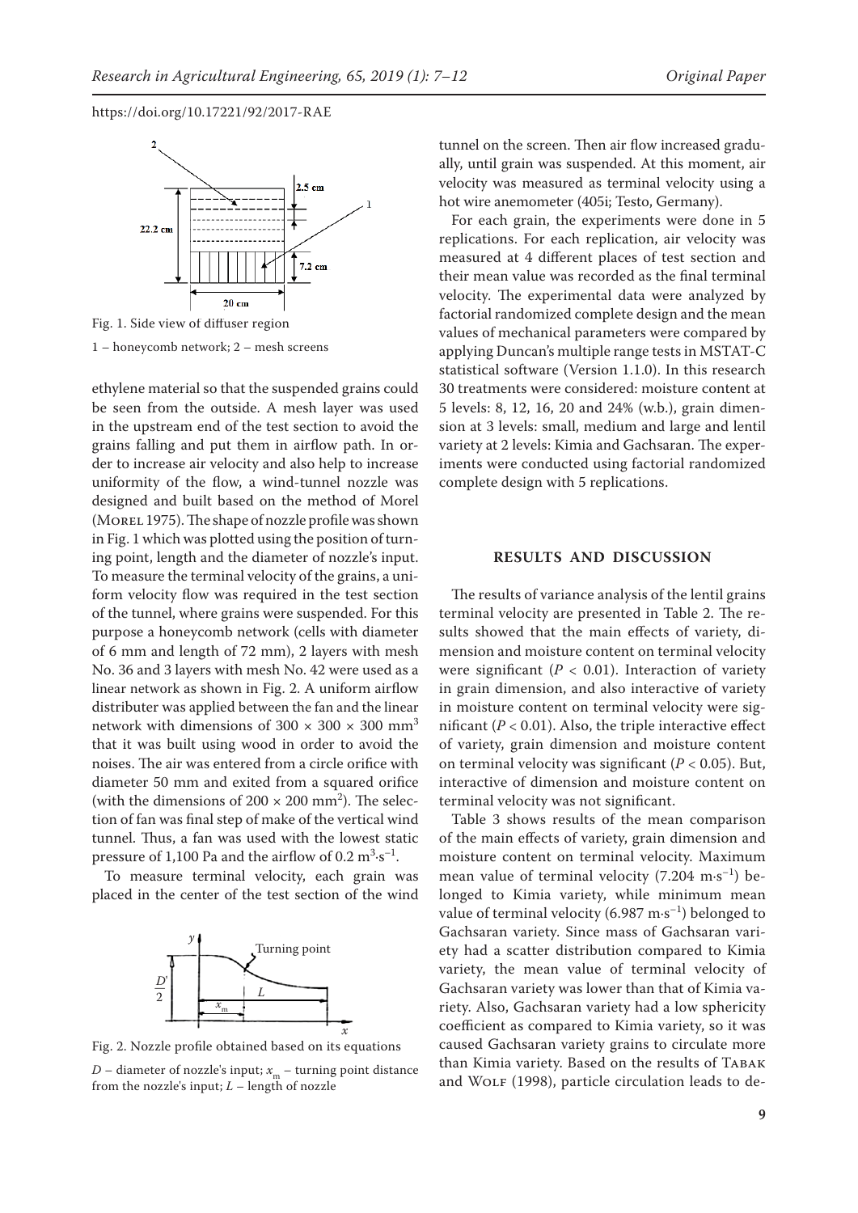Fig. 1. Side view of diffuser region

1 – honeycomb network; 2 – mesh screens

ethylene material so that the suspended grains could be seen from the outside. A mesh layer was used in the upstream end of the test section to avoid the grains falling and put them in airflow path. In order to increase air velocity and also help to increase uniformity of the flow, a wind-tunnel nozzle was designed and built based on the method of Morel (Morel 1975). The shape of nozzle profile was shown in Fig. 1 which was plotted using the position of turning point, length and the diameter of nozzle's input. To measure the terminal velocity of the grains, a uniform velocity flow was required in the test section of the tunnel, where grains were suspended. For this purpose a honeycomb network (cells with diameter of 6 mm and length of 72 mm), 2 layers with mesh No. 36 and 3 layers with mesh No. 42 were used as a linear network as shown in Fig. 2. A uniform airflow distributer was applied between the fan and the linear network with dimensions of $300 \times 300 \times 300$ mm$^3$ that it was built using wood in order to avoid the noises. The air was entered from a circle orifice with diameter 50 mm and exited from a squared orifice (with the dimensions of $200 \times 200$ mm$^2$). The selection of fan was final step of make of the vertical wind tunnel. Thus, a fan was used with the lowest static pressure of 1,100 Pa and the airflow of 0.2 m$^3$·s$^{-1}$.

To measure terminal velocity, each grain was placed in the center of the test section of the wind tunnel on the screen. Then air flow increased gradually, until grain was suspended. At this moment, air velocity was measured as terminal velocity using a hot wire anemometer (405i; Testo, Germany).

Fig. 2. Nozzle profile obtained based on its equations

$D$ – diameter of nozzle's input; $x_m$ – turning point distance from the nozzle's input; $L$ – length of nozzle

For each grain, the experiments were done in 5 replications. For each replication, air velocity was measured at 4 different places of test section and their mean value was recorded as the final terminal velocity. The experimental data were analyzed by factorial randomized complete design and the mean values of mechanical parameters were compared by applying Duncan's multiple range tests in MSTAT-C statistical software (Version 1.1.0). In this research 30 treatments were considered: moisture content at 5 levels: 8, 12, 16, 20 and 24% (w.b.), grain dimension at 3 levels: small, medium and large and lentil variety at 2 levels: Kimia and Gachsaran. The experiments were conducted using factorial randomized complete design with 5 replications.

## RESULTS AND DISCUSSION

The results of variance analysis of the lentil grains terminal velocity are presented in Table 2. The results showed that the main effects of variety, dimension and moisture content on terminal velocity were significant ($P < 0.01$). Interaction of variety in grain dimension, and also interactive of variety in moisture content on terminal velocity were significant ($P < 0.01$). Also, the triple interactive effect of variety, grain dimension and moisture content on terminal velocity was significant ($P < 0.05$). But, interactive of dimension and moisture content on terminal velocity was not significant.

Table 3 shows results of the mean comparison of the main effects of variety, grain dimension and moisture content on terminal velocity. Maximum mean value of terminal velocity (7.204 m·s$^{-1}$) belonged to Kimia variety, while minimum mean value of terminal velocity (6.987 m·s$^{-1}$) belonged to Gachsaran variety. Since mass of Gachsaran variety had a scatter distribution compared to Kimia variety, the mean value of terminal velocity of Gachsaran variety was lower than that of Kimia variety. Also, Gachsaran variety had a low sphericity coefficient as compared to Kimia variety, so it was caused Gachsaran variety grains to circulate more than Kimia variety. Based on the results of Tabak and Wolf (1998), particle circulation leads to de-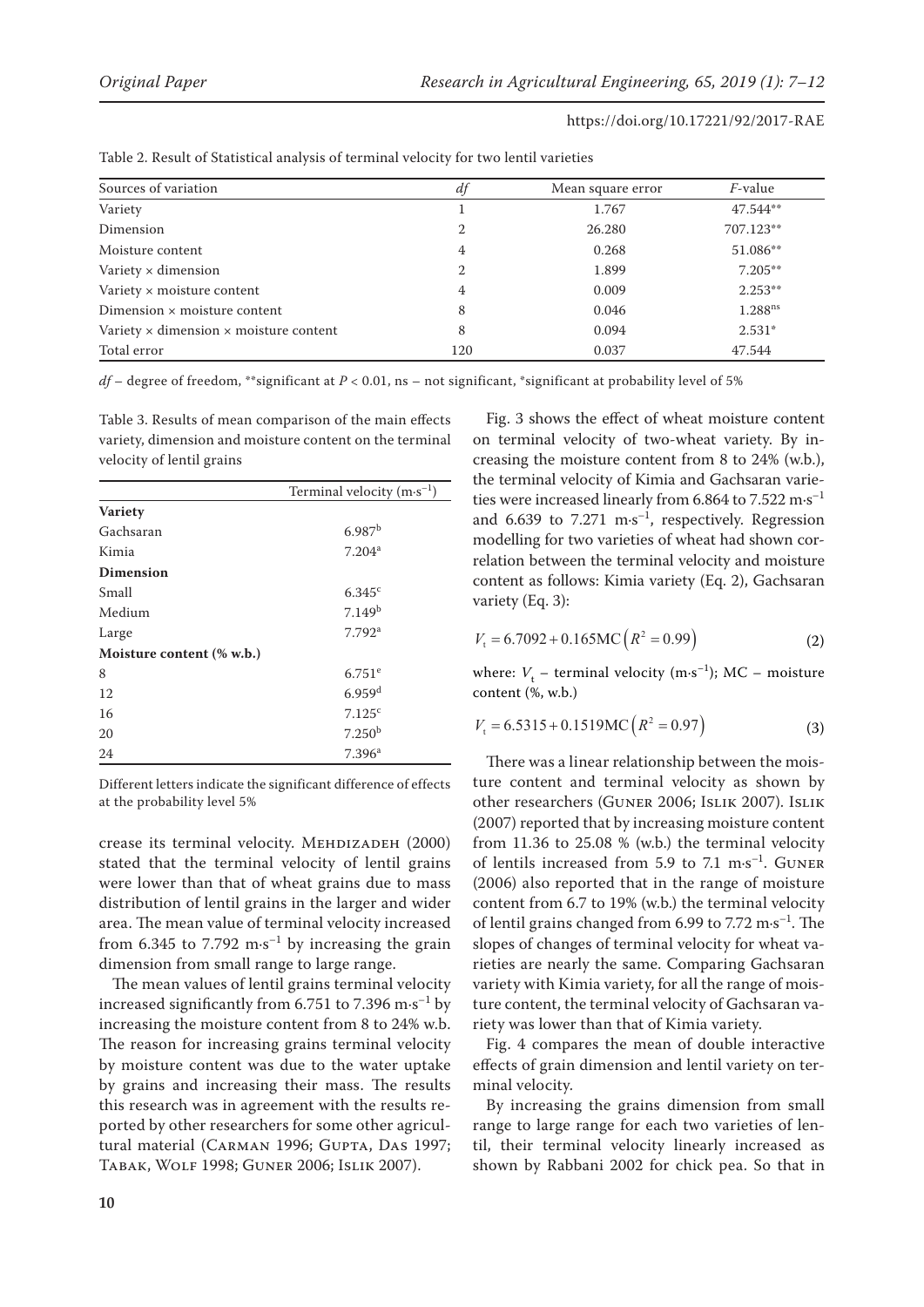Table 2. Result of Statistical analysis of terminal velocity for two lentil varieties

| Sources of variation | *df* | Mean square error | *F*-value |
|---|---|---|---|
| Variety | 1 | 1.767 | 47.544** |
| Dimension | 2 | 26.280 | 707.123** |
| Moisture content | 4 | 0.268 | 51.086** |
| Variety × dimension | 2 | 1.899 | 7.205** |
| Variety × moisture content | 4 | 0.009 | 2.253** |
| Dimension × moisture content | 8 | 0.046 | 1.288ns |
| Variety × dimension × moisture content | 8 | 0.094 | 2.531* |
| Total error | 120 | 0.037 | 47.544 |

*df* – degree of freedom, **significant at $P < 0.01$, ns – not significant, *significant at probability level of 5%

Table 3. Results of mean comparison of the main effects variety, dimension and moisture content on the terminal velocity of lentil grains

| | Terminal velocity ($m \cdot s^{-1}$) |
|---|---|
| **Variety** | |
| Gachsaran | 6.987[b] |
| Kimia | 7.204[a] |
| **Dimension** | |
| Small | 6.345[c] |
| Medium | 7.149[b] |
| Large | 7.792[a] |
| **Moisture content (% w.b.)** | |
| 8 | 6.751[e] |
| 12 | 6.959[d] |
| 16 | 7.125[c] |
| 20 | 7.250[b] |
| 24 | 7.396[a] |

Different letters indicate the significant difference of effects at the probability level 5%

crease its terminal velocity. Mehdizadeh (2000) stated that the terminal velocity of lentil grains were lower than that of wheat grains due to mass distribution of lentil grains in the larger and wider area. The mean value of terminal velocity increased from 6.345 to 7.792 $m \cdot s^{-1}$ by increasing the grain dimension from small range to large range.

The mean values of lentil grains terminal velocity increased significantly from 6.751 to 7.396 $m \cdot s^{-1}$ by increasing the moisture content from 8 to 24% w.b. The reason for increasing grains terminal velocity by moisture content was due to the water uptake by grains and increasing their mass. The results this research was in agreement with the results reported by other researchers for some other agricultural material (Carman 1996; Gupta, Das 1997; Tabak, Wolf 1998; Guner 2006; Islik 2007).

Fig. 3 shows the effect of wheat moisture content on terminal velocity of two-wheat variety. By increasing the moisture content from 8 to 24% (w.b.), the terminal velocity of Kimia and Gachsaran varieties were increased linearly from 6.864 to 7.522 $m \cdot s^{-1}$ and 6.639 to 7.271 $m \cdot s^{-1}$, respectively. Regression modelling for two varieties of wheat had shown correlation between the terminal velocity and moisture content as follows: Kimia variety (Eq. 2), Gachsaran variety (Eq. 3):

$$V_t = 6.7092 + 0.165\text{MC} \left(R^2 = 0.99\right) \tag{2}$$

where: $V_t$ – terminal velocity ($m \cdot s^{-1}$); MC – moisture content (%, w.b.)

$$V_t = 6.5315 + 0.1519\text{MC} \left(R^2 = 0.97\right) \tag{3}$$

There was a linear relationship between the moisture content and terminal velocity as shown by other researchers (Guner 2006; Islik 2007). Islik (2007) reported that by increasing moisture content from 11.36 to 25.08 % (w.b.) the terminal velocity of lentils increased from 5.9 to 7.1 $m \cdot s^{-1}$. Guner (2006) also reported that in the range of moisture content from 6.7 to 19% (w.b.) the terminal velocity of lentil grains changed from 6.99 to 7.72 $m \cdot s^{-1}$. The slopes of changes of terminal velocity for wheat varieties are nearly the same. Comparing Gachsaran variety with Kimia variety, for all the range of moisture content, the terminal velocity of Gachsaran variety was lower than that of Kimia variety.

Fig. 4 compares the mean of double interactive effects of grain dimension and lentil variety on terminal velocity.

By increasing the grains dimension from small range to large range for each two varieties of lentil, their terminal velocity linearly increased as shown by Rabbani 2002 for chick pea. So that in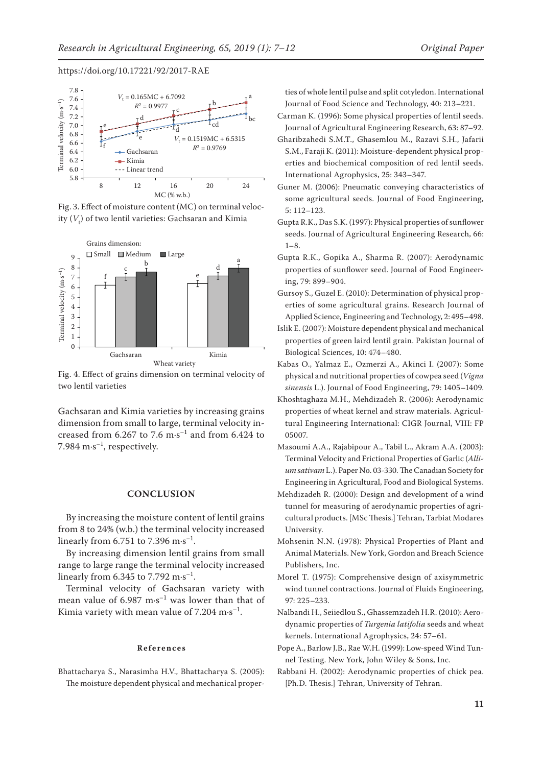Fig. 3. Effect of moisture content (MC) on terminal velocity ($V_t$) of two lentil varieties: Gachsaran and Kimia

Fig. 4. Effect of grains dimension on terminal velocity of two lentil varieties

Gachsaran and Kimia varieties by increasing grains dimension from small to large, terminal velocity increased from 6.267 to 7.6 m·s$^{-1}$ and from 6.424 to 7.984 m·s$^{-1}$, respectively.

## CONCLUSION

By increasing the moisture content of lentil grains from 8 to 24% (w.b.) the terminal velocity increased linearly from 6.751 to 7.396 m·s$^{-1}$.

By increasing dimension lentil grains from small range to large range the terminal velocity increased linearly from 6.345 to 7.792 m·s$^{-1}$.

Terminal velocity of Gachsaran variety with mean value of 6.987 m·s$^{-1}$ was lower than that of Kimia variety with mean value of 7.204 m·s$^{-1}$.

### References

Bhattacharya S., Narasimha H.V., Bhattacharya S. (2005): The moisture dependent physical and mechanical properties of whole lentil pulse and split cotyledon. International Journal of Food Science and Technology, 40: 213–221.

Carman K. (1996): Some physical properties of lentil seeds. Journal of Agricultural Engineering Research, 63: 87–92.

Gharibzahedi S.M.T., Ghasemlou M., Razavi S.H., Jafarii S.M., Faraji K. (2011): Moisture-dependent physical properties and biochemical composition of red lentil seeds. International Agrophysics, 25: 343–347.

Guner M. (2006): Pneumatic conveying characteristics of some agricultural seeds. Journal of Food Engineering, 5: 112–123.

Gupta R.K., Das S.K. (1997): Physical properties of sunflower seeds. Journal of Agricultural Engineering Research, 66: 1–8.

Gupta R.K., Gopika A., Sharma R. (2007): Aerodynamic properties of sunflower seed. Journal of Food Engineering, 79: 899–904.

Gursoy S., Guzel E. (2010): Determination of physical properties of some agricultural grains. Research Journal of Applied Science, Engineering and Technology, 2: 495–498.

Islik E. (2007): Moisture dependent physical and mechanical properties of green laird lentil grain. Pakistan Journal of Biological Sciences, 10: 474–480.

Kabas O., Yalmaz E., Ozmerzi A., Akinci I. (2007): Some physical and nutritional properties of cowpea seed (*Vigna sinensis* L.). Journal of Food Engineering, 79: 1405–1409.

Khoshtaghaza M.H., Mehdizadeh R. (2006): Aerodynamic properties of wheat kernel and straw materials. Agricultural Engineering International: CIGR Journal, VIII: FP 05007.

Masoumi A.A., Rajabipour A., Tabil L., Akram A.A. (2003): Terminal Velocity and Frictional Properties of Garlic (*Allium sativam* L.). Paper No. 03-330. The Canadian Society for Engineering in Agricultural, Food and Biological Systems.

Mehdizadeh R. (2000): Design and development of a wind tunnel for measuring of aerodynamic properties of agricultural products. [MSc Thesis.] Tehran, Tarbiat Modares University.

Mohsenin N.N. (1978): Physical Properties of Plant and Animal Materials. New York, Gordon and Breach Science Publishers, Inc.

Morel T. (1975): Comprehensive design of axisymmetric wind tunnel contractions. Journal of Fluids Engineering, 97: 225–233.

Nalbandi H., Seiiedlou S., Ghassemzadeh H.R. (2010): Aerodynamic properties of *Turgenia latifolia* seeds and wheat kernels. International Agrophysics, 24: 57–61.

Pope A., Barlow J.B., Rae W.H. (1999): Low-speed Wind Tunnel Testing. New York, John Wiley & Sons, Inc.

Rabbani H. (2002): Aerodynamic properties of chick pea. [Ph.D. Thesis.] Tehran, University of Tehran.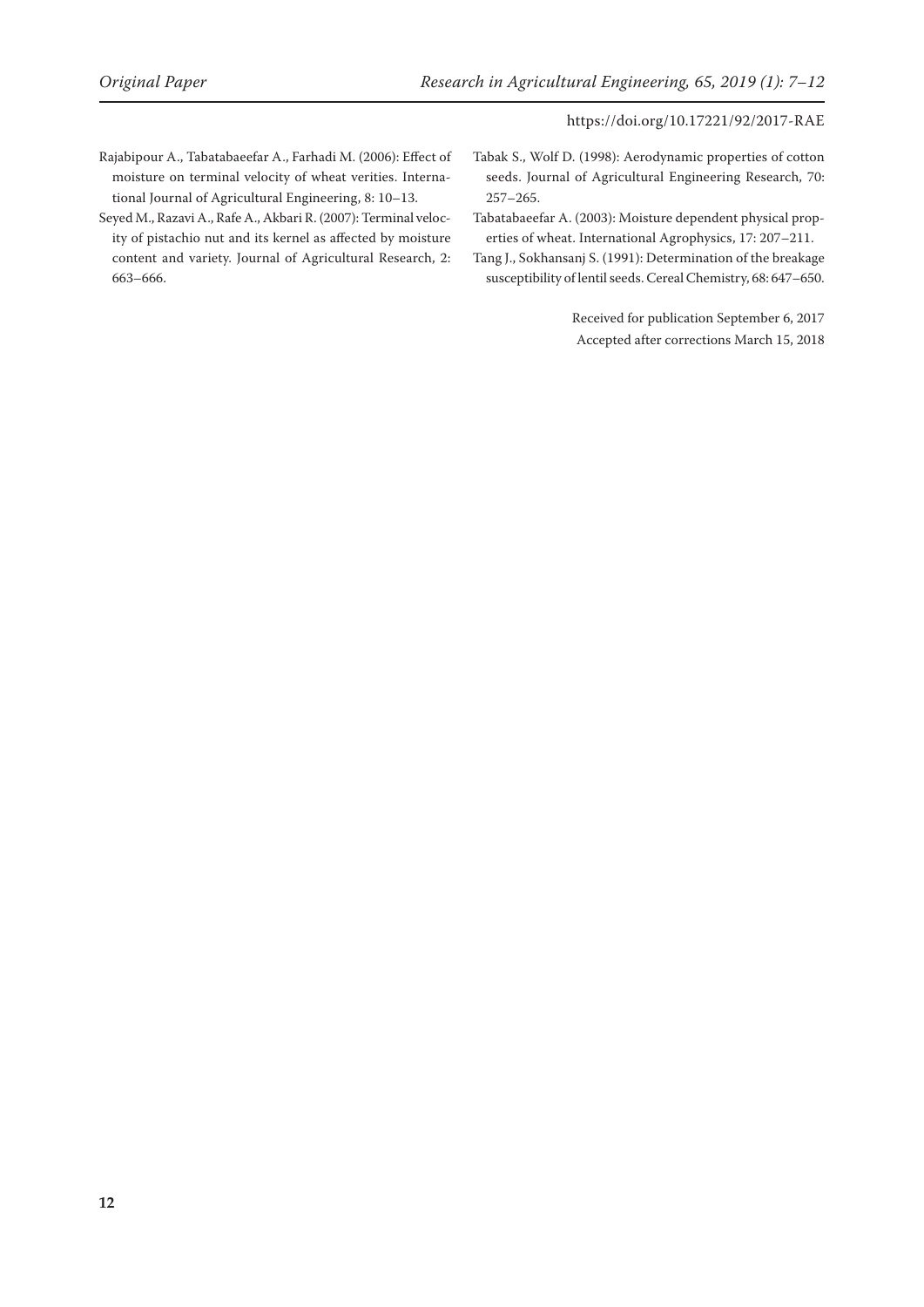Rajabipour A., Tabatabaeefar A., Farhadi M. (2006): Effect of moisture on terminal velocity of wheat verities. International Journal of Agricultural Engineering, 8: 10–13.

Seyed M., Razavi A., Rafe A., Akbari R. (2007): Terminal velocity of pistachio nut and its kernel as affected by moisture content and variety. Journal of Agricultural Research, 2: 663–666.

Tabak S., Wolf D. (1998): Aerodynamic properties of cotton seeds. Journal of Agricultural Engineering Research, 70: 257–265.

Tabatabaeefar A. (2003): Moisture dependent physical properties of wheat. International Agrophysics, 17: 207–211.

Tang J., Sokhansanj S. (1991): Determination of the breakage susceptibility of lentil seeds. Cereal Chemistry, 68: 647–650.

Received for publication September 6, 2017
Accepted after corrections March 15, 2018